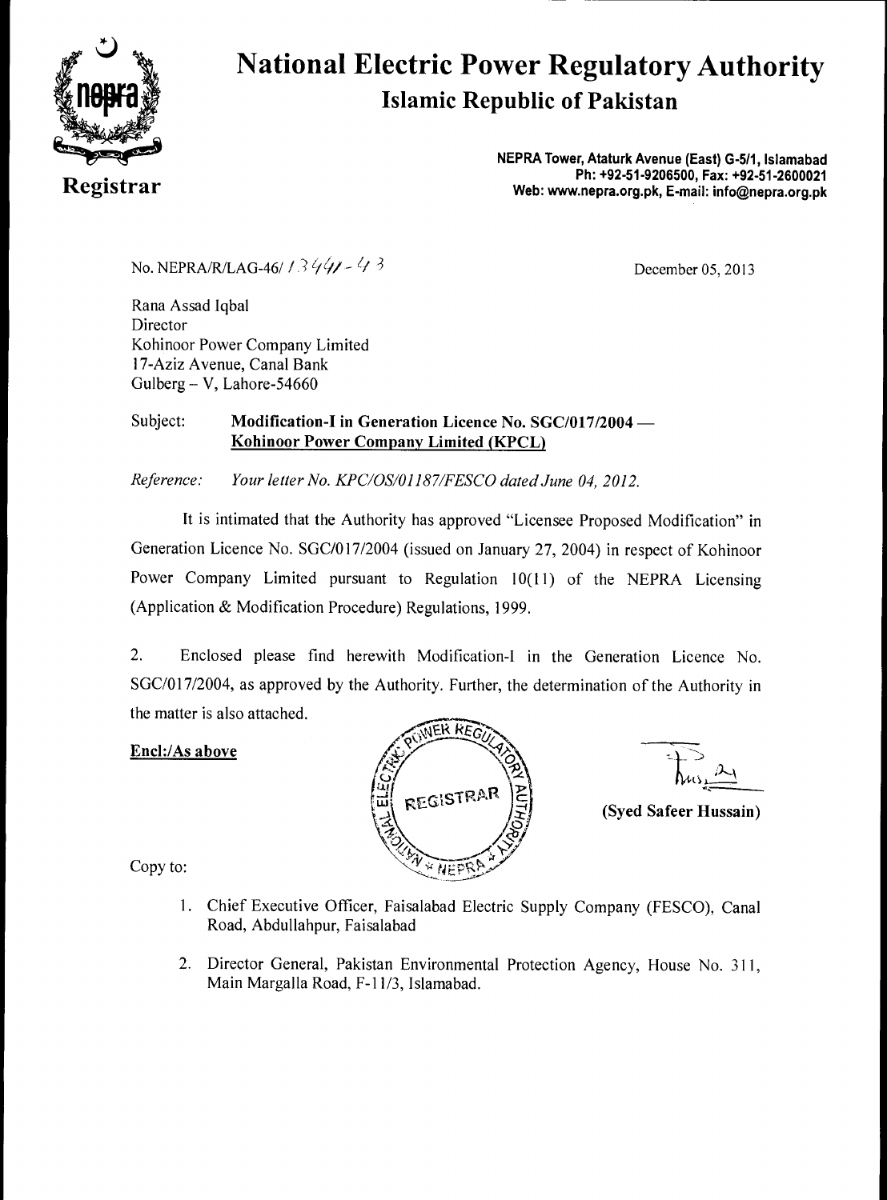# National Electric Power Regulatory Authority

## Islamic Republic of Pakistan

**Registrar**

**NEPRA Tower, Ataturk Avenue (East) G-5/1, Islamabad**
**Ph: +92-51-9206500, Fax: +92-51-2600021**
**Web: www.nepra.org.pk, E-mail: info@nepra.org.pk**

No. NEPRA/R/LAG-46/ 13441-43

December 05, 2013

Rana Assad Iqbal
Director
Kohinoor Power Company Limited
17-Aziz Avenue, Canal Bank
Gulberg – V, Lahore-54660

Subject: **Modification-I in Generation Licence No. SGC/017/2004 — Kohinoor Power Company Limited (KPCL)**

*Reference: Your letter No. KPC/OS/01187/FESCO dated June 04, 2012.*

It is intimated that the Authority has approved "Licensee Proposed Modification" in Generation Licence No. SGC/017/2004 (issued on January 27, 2004) in respect of Kohinoor Power Company Limited pursuant to Regulation 10(11) of the NEPRA Licensing (Application & Modification Procedure) Regulations, 1999.

2. Enclosed please find herewith Modification-I in the Generation Licence No. SGC/017/2004, as approved by the Authority. Further, the determination of the Authority in the matter is also attached.

**Encl:/As above**

**(Syed Safeer Hussain)**

Copy to:

1. Chief Executive Officer, Faisalabad Electric Supply Company (FESCO), Canal Road, Abdullahpur, Faisalabad
2. Director General, Pakistan Environmental Protection Agency, House No. 311, Main Margalla Road, F-11/3, Islamabad.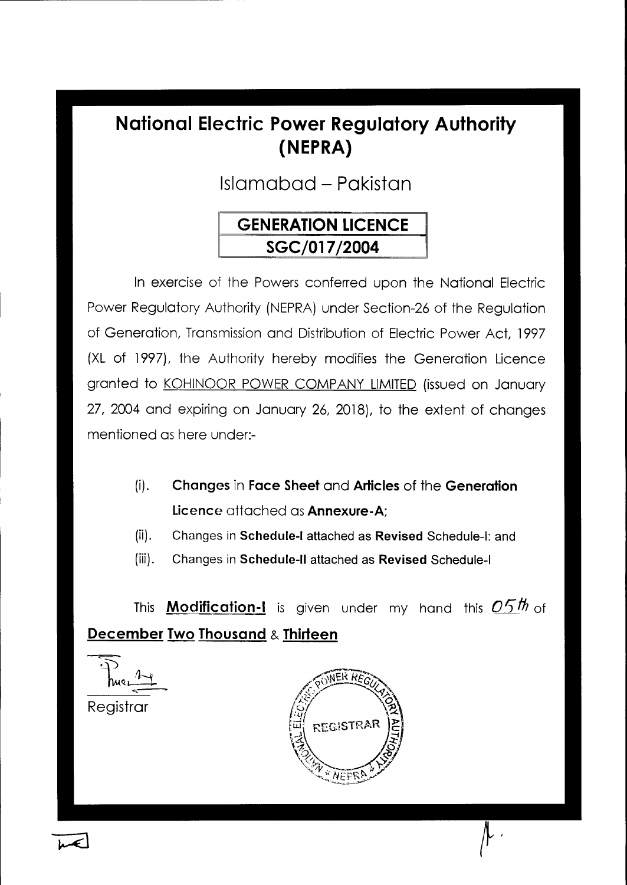# National Electric Power Regulatory Authority (NEPRA)

## Islamabad – Pakistan

| **GENERATION LICENCE** |
| --- |
| **SGC/017/2004** |

In exercise of the Powers conferred upon the National Electric Power Regulatory Authority (NEPRA) under Section-26 of the Regulation of Generation, Transmission and Distribution of Electric Power Act, 1997 (XL of 1997), the Authority hereby modifies the Generation Licence granted to KOHINOOR POWER COMPANY LIMITED (issued on January 27, 2004 and expiring on January 26, 2018), to the extent of changes mentioned as here under:-

(i). **Changes** in **Face Sheet** and **Articles** of the **Generation Licence** attached as **Annexure-A**;

(ii). Changes in **Schedule-I** attached as **Revised** Schedule-I: and

(iii). Changes in **Schedule-II** attached as **Revised** Schedule-I

This **Modification-I** is given under my hand this *05th* of **December Two Thousand** & **Thirteen**

Registrar

REGISTRAR
NATIONAL ELECTRIC POWER REGULATORY AUTHORITY
NEPRA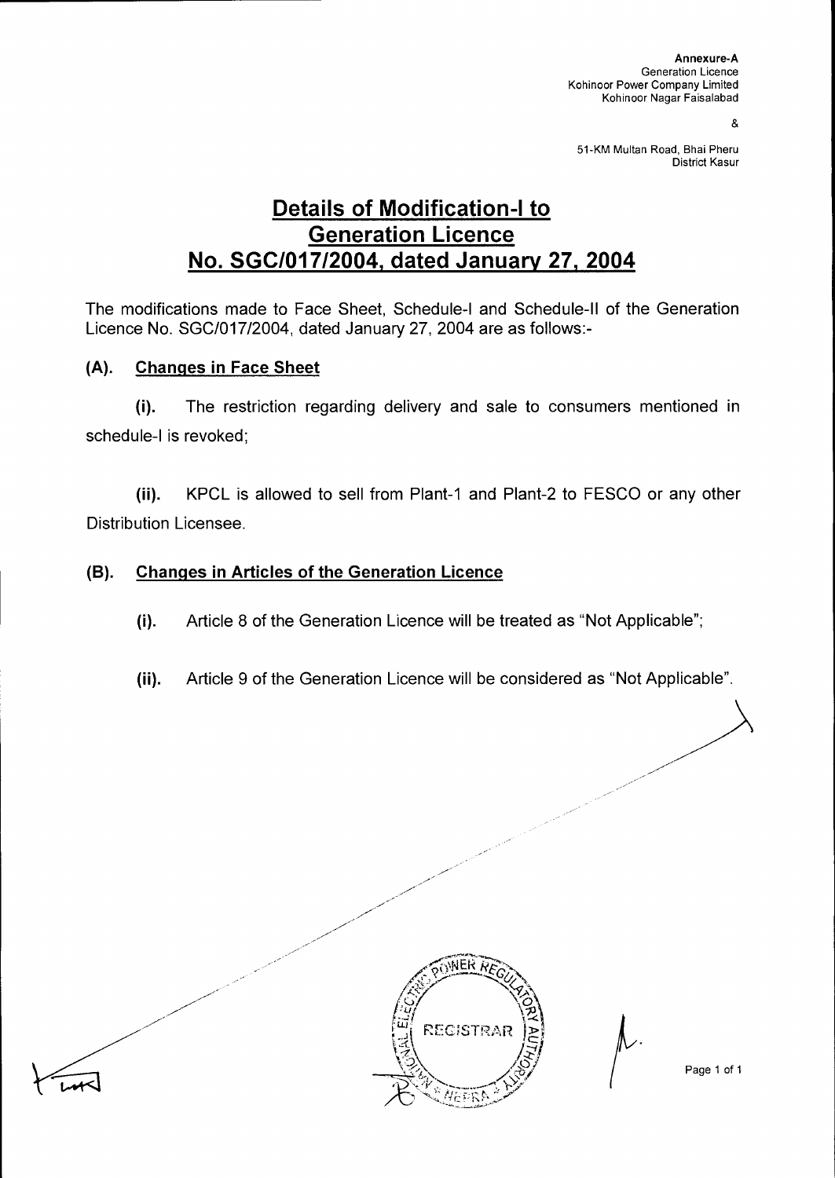Annexure-A
Generation Licence
Kohinoor Power Company Limited
Kohinoor Nagar Faisalabad

&

51-KM Multan Road, Bhai Pheru
District Kasur

# Details of Modification-I to Generation Licence No. SGC/017/2004, dated January 27, 2004

The modifications made to Face Sheet, Schedule-I and Schedule-II of the Generation Licence No. SGC/017/2004, dated January 27, 2004 are as follows:-

## (A). Changes in Face Sheet

**(i).** The restriction regarding delivery and sale to consumers mentioned in schedule-I is revoked;

**(ii).** KPCL is allowed to sell from Plant-1 and Plant-2 to FESCO or any other Distribution Licensee.

## (B). Changes in Articles of the Generation Licence

**(i).** Article 8 of the Generation Licence will be treated as "Not Applicable";

**(ii).** Article 9 of the Generation Licence will be considered as "Not Applicable".

NATIONAL ELECTRIC POWER REGULATORY AUTHORITY
REGISTRAR
NEPRA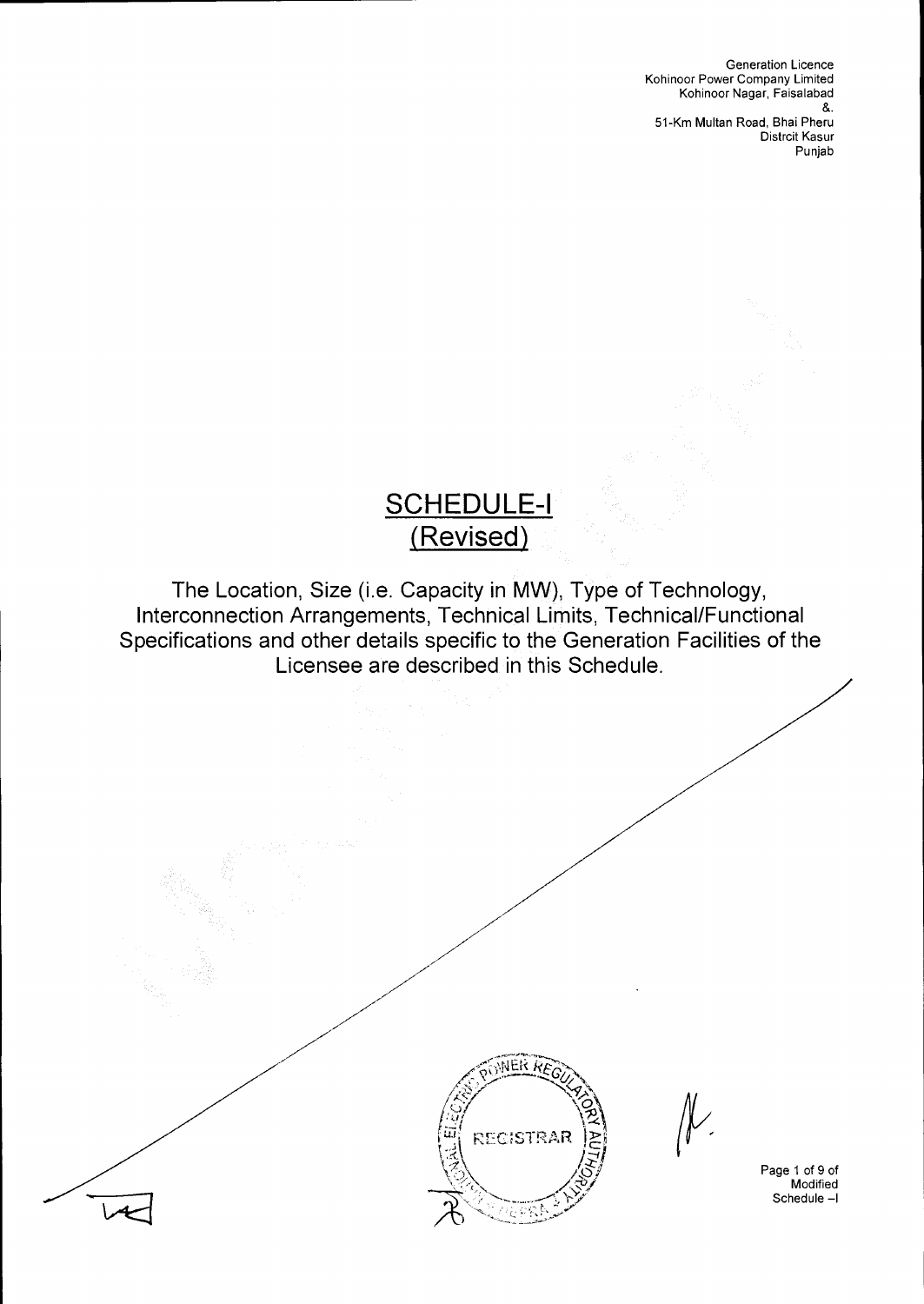# SCHEDULE-I (Revised)

The Location, Size (i.e. Capacity in MW), Type of Technology, Interconnection Arrangements, Technical Limits, Technical/Functional Specifications and other details specific to the Generation Facilities of the Licensee are described in this Schedule.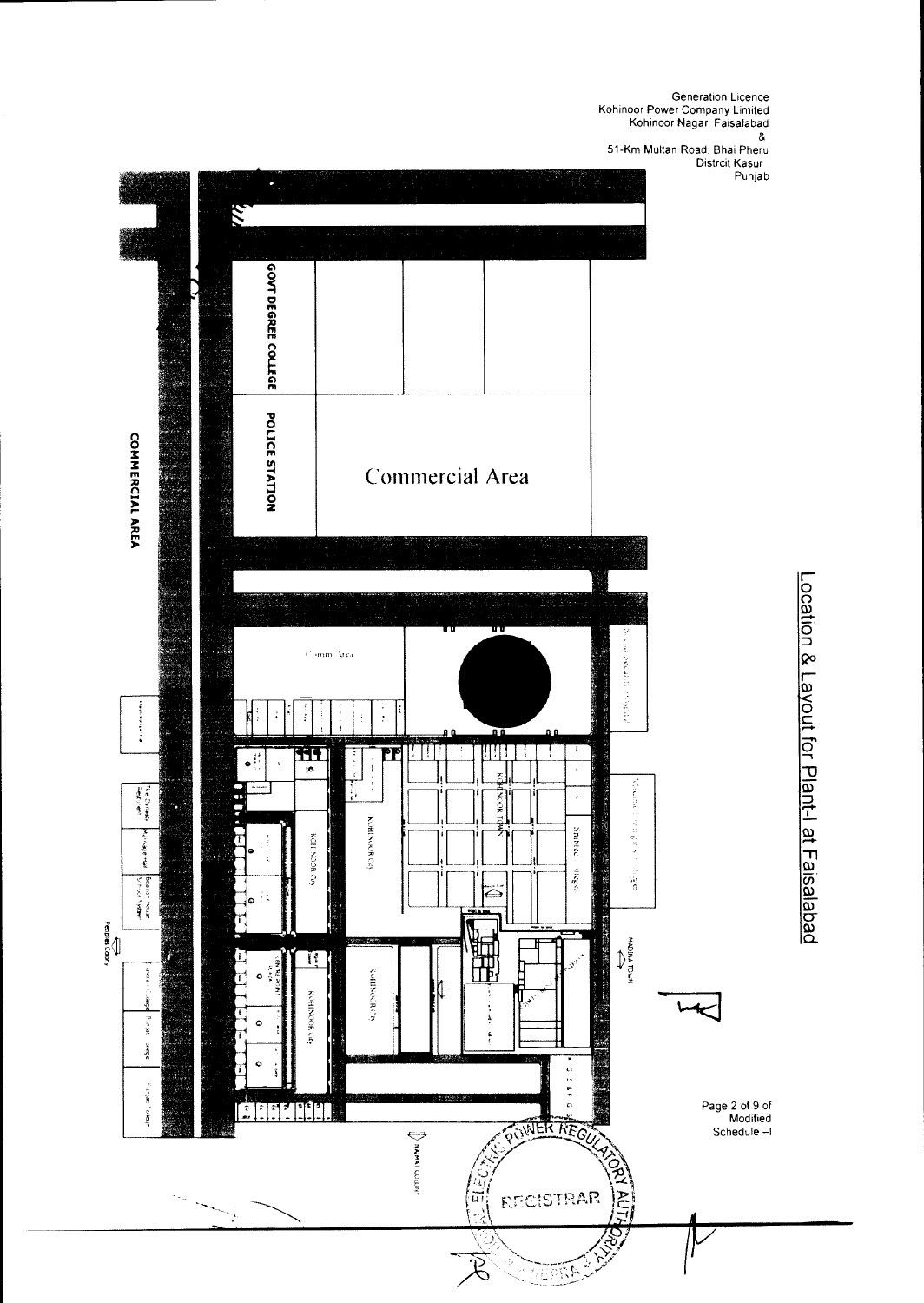Generation Licence
Kohinoor Power Company Limited
Kohinoor Nagar, Faisalabad
&
51-Km Multan Road, Bhai Pheru
Distrcit Kasur
Punjab

## Location & Layout for Plant-I at Faisalabad

GOVT DEGREE COLLEGE

POLICE STATION

Commercial Area

COMMERCIAL AREA

Comm Area

KOHINOOR TOWN

KOHINOOR City

MADINA TOWN

NAJMAT COLONY

Peoples Colony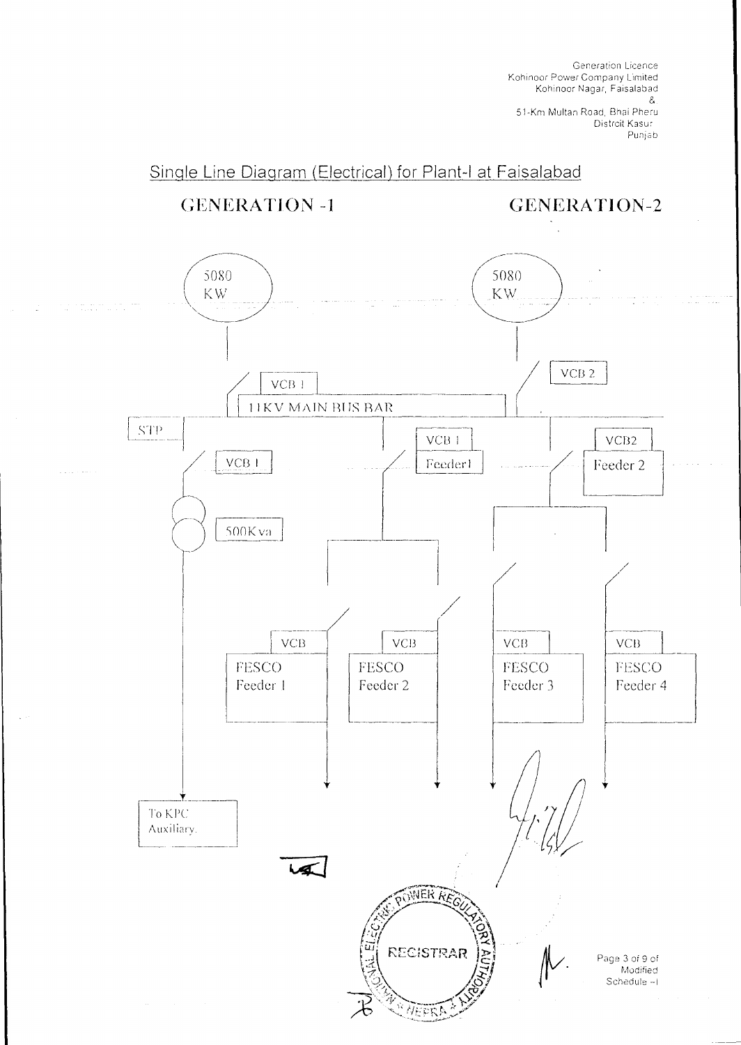Generation Licence
Kohinoor Power Company Limited
Kohinoor Nagar, Faisalabad
&
51-Km Multan Road, Bhai Pheru
Distrcit Kasur
Punjab

## Single Line Diagram (Electrical) for Plant-I at Faisalabad

GENERATION -1

GENERATION-2

5080 KW

5080 KW

VCB 1

VCB 2

11KV MAIN BUS BAR

STP

VCB 1

VCB 1

Feeder1

VCB2

Feeder 2

500Kva

VCB

FESCO Feeder 1

VCB

FESCO Feeder 2

VCB

FESCO Feeder 3

VCB

FESCO Feeder 4

To KPC Auxiliary.

NATIONAL ELECTRIC POWER REGULATORY AUTHORITY
REGISTRAR
NEPRA

Modified Schedule –I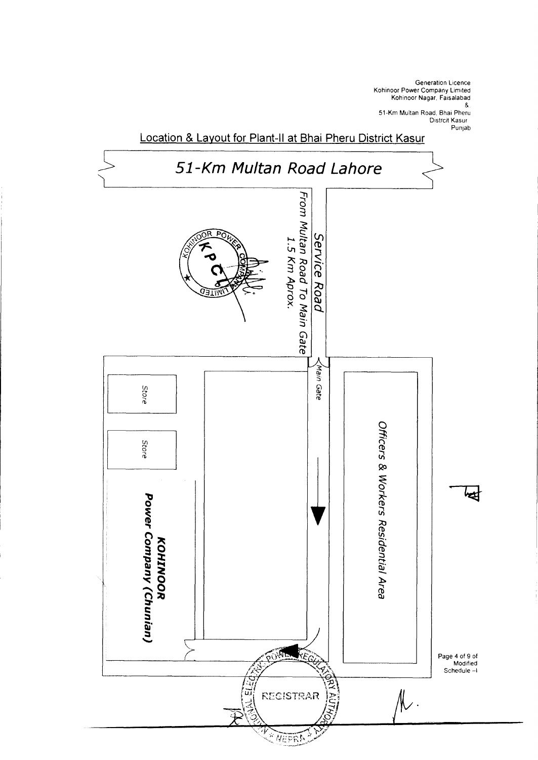Generation Licence
Kohinoor Power Company Limited
Kohinoor Nagar, Faisalabad
&
51-Km Multan Road, Bhai Pheru
Distrcit Kasur
Punjab

## Location & Layout for Plant-II at Bhai Pheru District Kasur

51-Km Multan Road Lahore

Service Road

From Multan Road To Main Gate 1.5 Km Aprox.

Main Gate

Store

Store

**KOHINOOR Power Company (Chunian)**

Officers & Workers Residential Area

Page 4 of 9 of Modified Schedule –I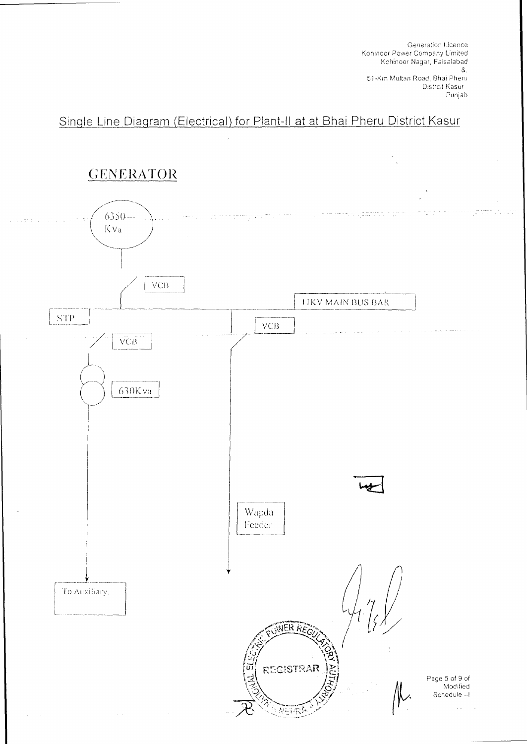Generation Licence
Kohinoor Power Company Limited
Kohinoor Nagar, Faisalabad
&
51-Km Multan Road, Bhai Pheru
Distrcit Kasur
Punjab

## Single Line Diagram (Electrical) for Plant-II at at Bhai Pheru District Kasur

### GENERATOR

6350 Kva

VCB

11KV MAIN BUS BAR

STP

VCB

VCB

630Kva

Wapda Feeder

To Auxiliary.

POWER REGULATORY AUTHORITY
REGISTRAR
NEPRA

Modified Schedule –I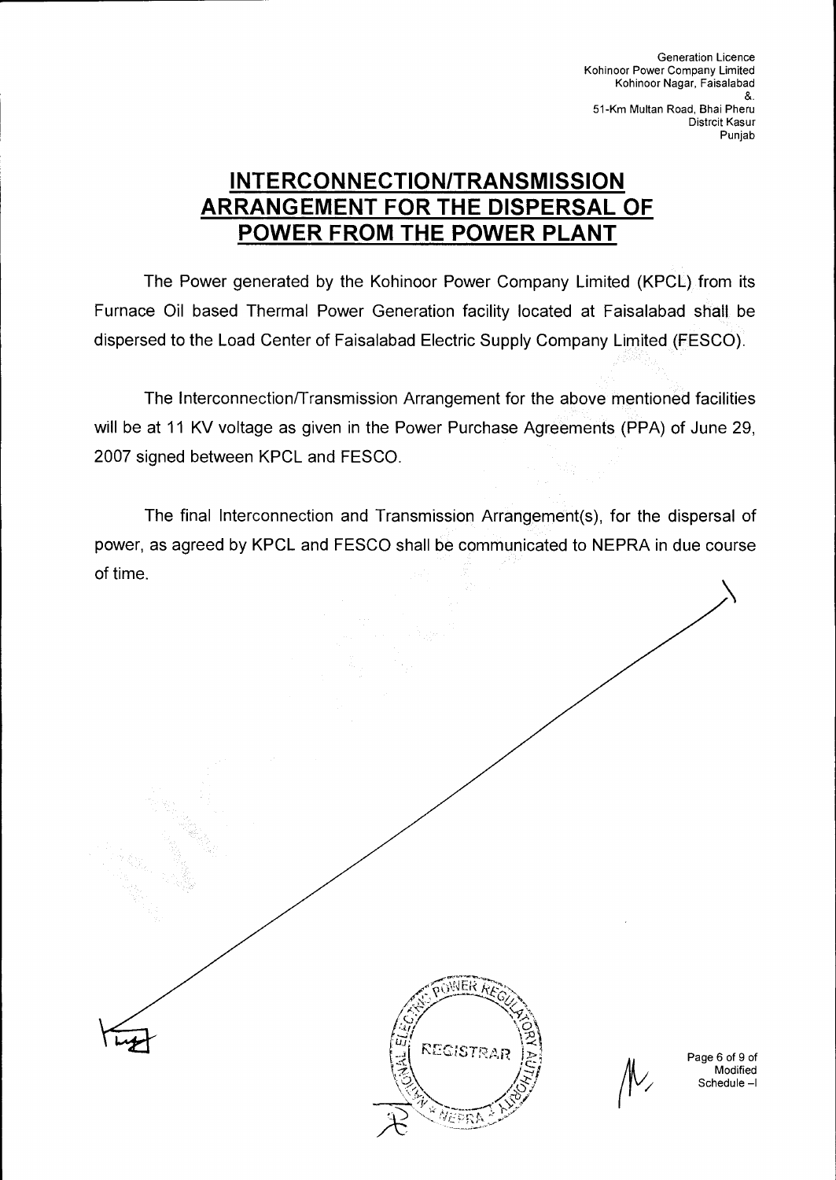Generation Licence
Kohinoor Power Company Limited
Kohinoor Nagar, Faisalabad
&.
51-Km Multan Road, Bhai Pheru
Distrcit Kasur
Punjab

# INTERCONNECTION/TRANSMISSION ARRANGEMENT FOR THE DISPERSAL OF POWER FROM THE POWER PLANT

The Power generated by the Kohinoor Power Company Limited (KPCL) from its Furnace Oil based Thermal Power Generation facility located at Faisalabad shall be dispersed to the Load Center of Faisalabad Electric Supply Company Limited (FESCO).

The Interconnection/Transmission Arrangement for the above mentioned facilities will be at 11 KV voltage as given in the Power Purchase Agreements (PPA) of June 29, 2007 signed between KPCL and FESCO.

The final Interconnection and Transmission Arrangement(s), for the dispersal of power, as agreed by KPCL and FESCO shall be communicated to NEPRA in due course of time.

Modified
Schedule –I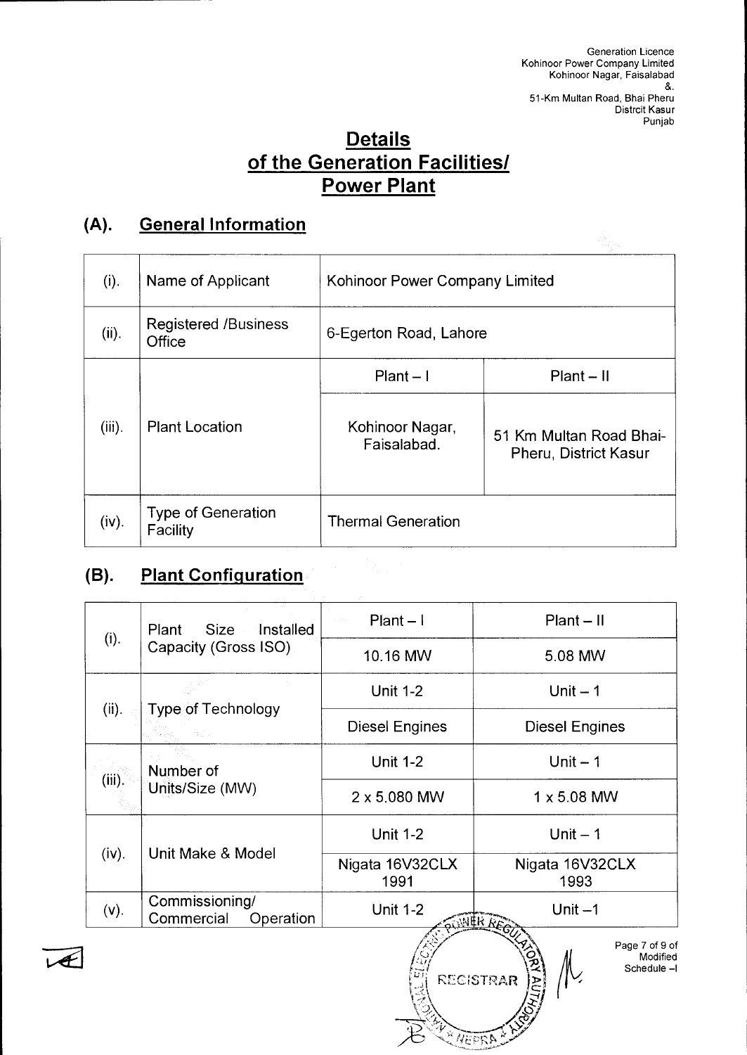Generation Licence
Kohinoor Power Company Limited
Kohinoor Nagar, Faisalabad
&.
51-Km Multan Road, Bhai Pheru
Distrcit Kasur
Punjab

# Details of the Generation Facilities/ Power Plant

## (A). General Information

| (i). | Name of Applicant | Kohinoor Power Company Limited | |
|---|---|---|---|
| (ii). | Registered /Business Office | 6-Egerton Road, Lahore | |
| (iii). | Plant Location | Plant – I | Plant – II |
| | | Kohinoor Nagar, Faisalabad. | 51 Km Multan Road Bhai-Pheru, District Kasur |
| (iv). | Type of Generation Facility | Thermal Generation | |

## (B). Plant Configuration

| (i). | Plant Size Installed Capacity (Gross ISO) | Plant – I | Plant – II |
|---|---|---|---|
| | | 10.16 MW | 5.08 MW |
| (ii). | Type of Technology | Unit 1-2 | Unit – 1 |
| | | Diesel Engines | Diesel Engines |
| (iii). | Number of Units/Size (MW) | Unit 1-2 | Unit – 1 |
| | | 2 x 5.080 MW | 1 x 5.08 MW |
| (iv). | Unit Make & Model | Unit 1-2 | Unit – 1 |
| | | Nigata 16V32CLX 1991 | Nigata 16V32CLX 1993 |
| (v). | Commissioning/ Commercial Operation | Unit 1-2 | Unit –1 |

Modified Schedule –I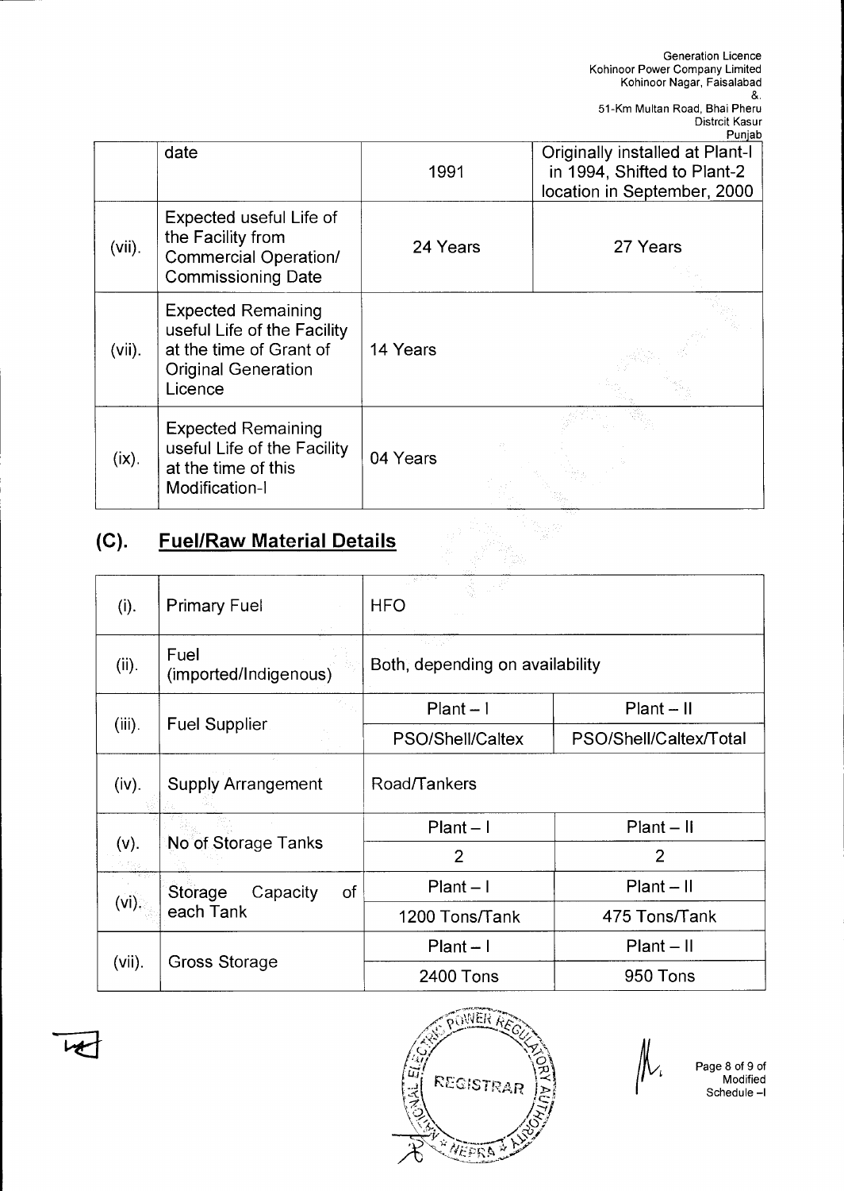| | date | 1991 | Originally installed at Plant-I in 1994, Shifted to Plant-2 location in September, 2000 |
|---|---|---|---|
| (vii). | Expected useful Life of the Facility from Commercial Operation/ Commissioning Date | 24 Years | 27 Years |
| (vii). | Expected Remaining useful Life of the Facility at the time of Grant of Original Generation Licence | 14 Years | |
| (ix). | Expected Remaining useful Life of the Facility at the time of this Modification-I | 04 Years | |

## (C). Fuel/Raw Material Details

| | | | |
|---|---|---|---|
| (i). | Primary Fuel | HFO | |
| (ii). | Fuel (imported/Indigenous) | Both, depending on availability | |
| (iii). | Fuel Supplier | Plant – I | Plant – II |
| | | PSO/Shell/Caltex | PSO/Shell/Caltex/Total |
| (iv). | Supply Arrangement | Road/Tankers | |
| (v). | No of Storage Tanks | Plant – I | Plant – II |
| | | 2 | 2 |
| (vi). | Storage Capacity of each Tank | Plant – I | Plant – II |
| | | 1200 Tons/Tank | 475 Tons/Tank |
| (vii). | Gross Storage | Plant – I | Plant – II |
| | | 2400 Tons | 950 Tons |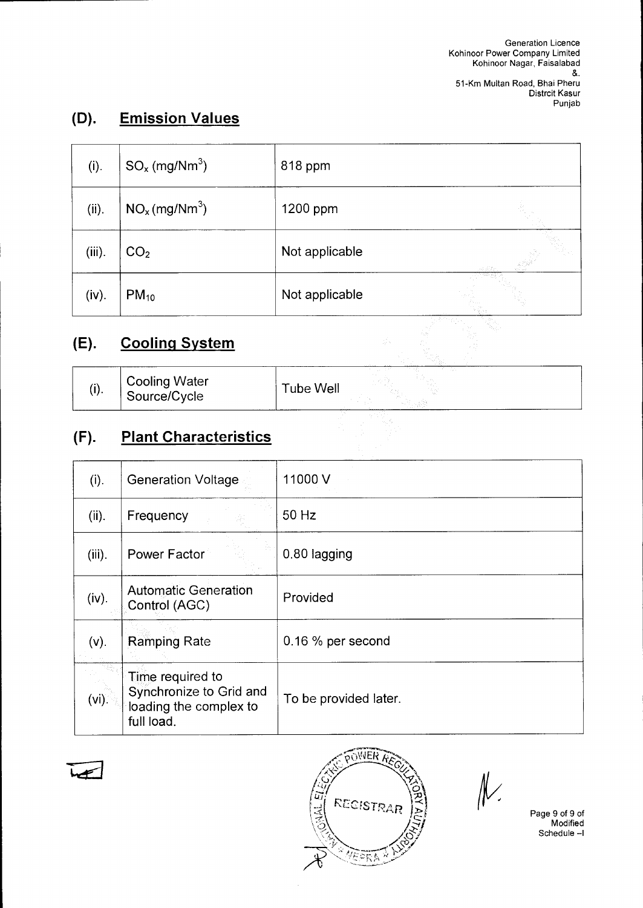## (D). Emission Values

| | | |
|---|---|---|
| (i). | $SO_x$ (mg/Nm$^3$) | 818 ppm |
| (ii). | $NO_x$ (mg/Nm$^3$) | 1200 ppm |
| (iii). | $CO_2$ | Not applicable |
| (iv). | $PM_{10}$ | Not applicable |

## (E). Cooling System

| | | |
|---|---|---|
| (i). | Cooling Water Source/Cycle | Tube Well |

## (F). Plant Characteristics

| | | |
|---|---|---|
| (i). | Generation Voltage | 11000 V |
| (ii). | Frequency | 50 Hz |
| (iii). | Power Factor | 0.80 lagging |
| (iv). | Automatic Generation Control (AGC) | Provided |
| (v). | Ramping Rate | 0.16 % per second |
| (vi). | Time required to Synchronize to Grid and loading the complex to full load. | To be provided later. |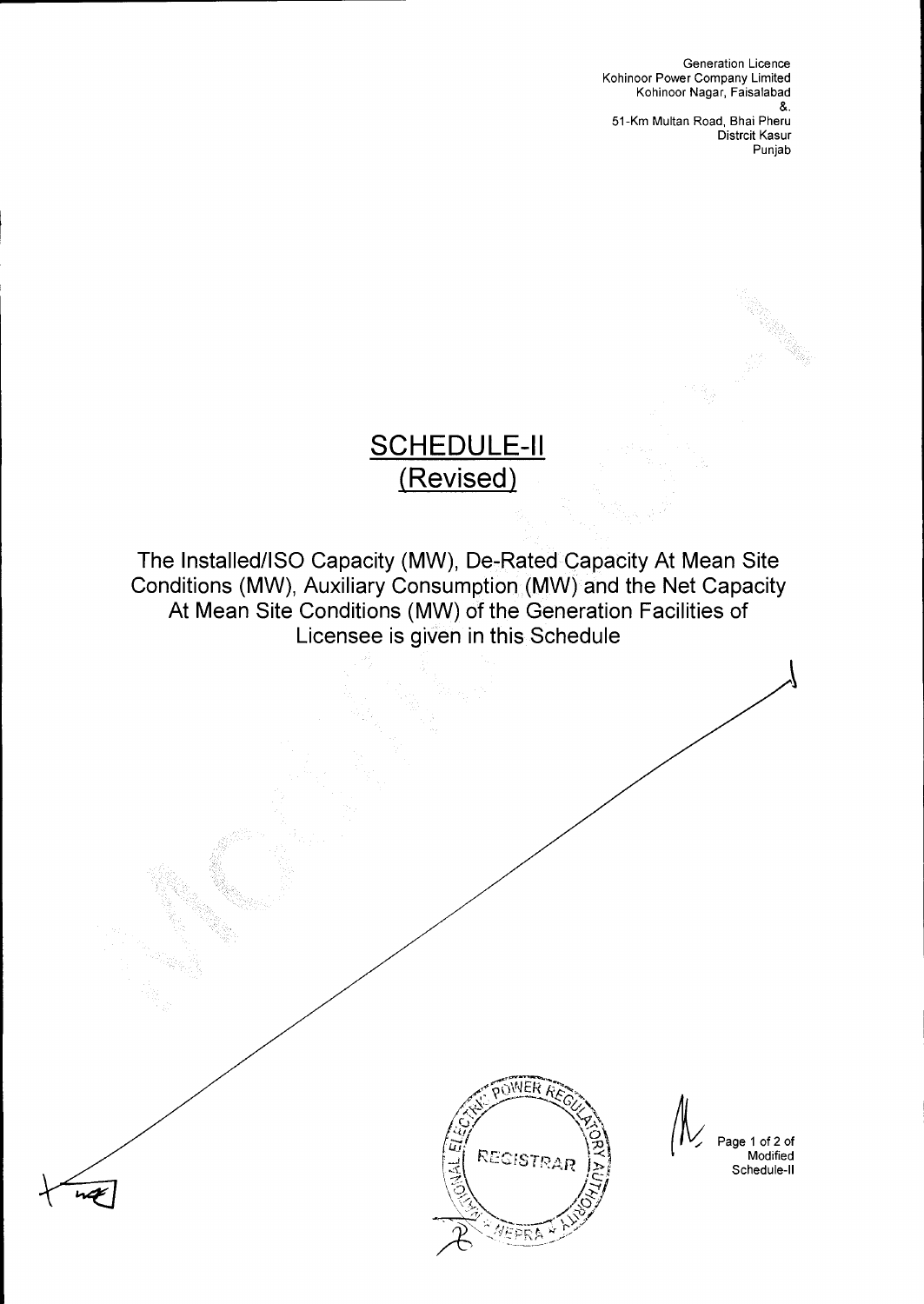Generation Licence
Kohinoor Power Company Limited
Kohinoor Nagar, Faisalabad
&.
51-Km Multan Road, Bhai Pheru
Distrcit Kasur
Punjab

# SCHEDULE-II
## (Revised)

The Installed/ISO Capacity (MW), De-Rated Capacity At Mean Site Conditions (MW), Auxiliary Consumption (MW) and the Net Capacity At Mean Site Conditions (MW) of the Generation Facilities of Licensee is given in this Schedule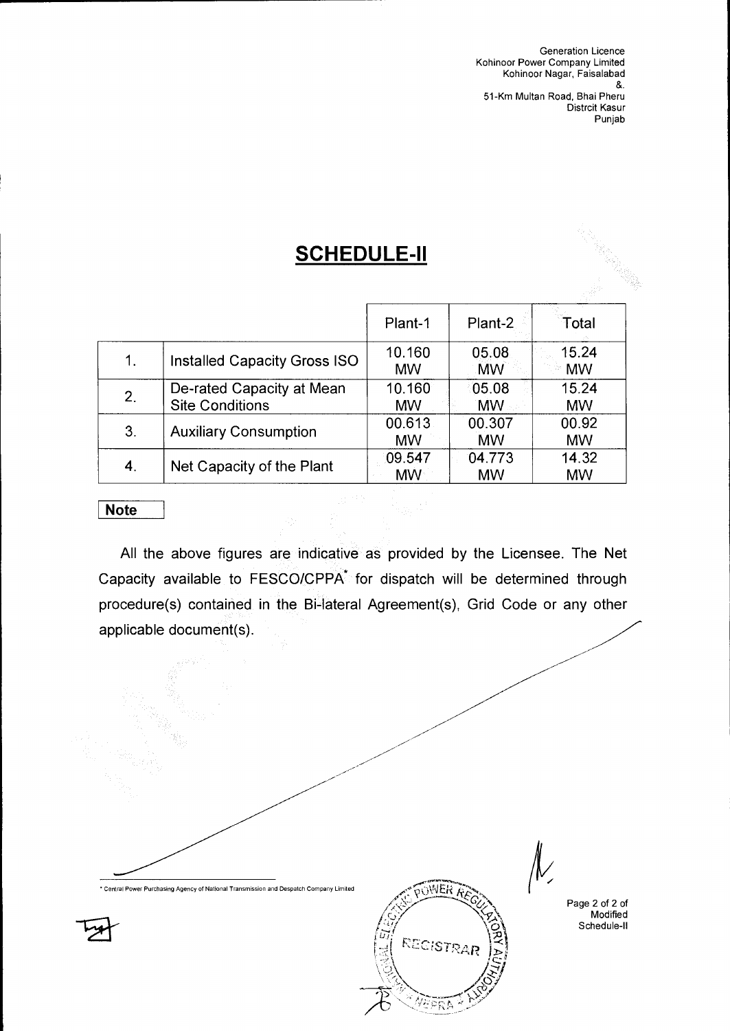Generation Licence
Kohinoor Power Company Limited
Kohinoor Nagar, Faisalabad
&.
51-Km Multan Road, Bhai Pheru
Distrcit Kasur
Punjab

## SCHEDULE-II

| | | Plant-1 | Plant-2 | Total |
|---|---|---|---|---|
| 1. | Installed Capacity Gross ISO | 10.160 MW | 05.08 MW | 15.24 MW |
| 2. | De-rated Capacity at Mean Site Conditions | 10.160 MW | 05.08 MW | 15.24 MW |
| 3. | Auxiliary Consumption | 00.613 MW | 00.307 MW | 00.92 MW |
| 4. | Net Capacity of the Plant | 09.547 MW | 04.773 MW | 14.32 MW |

**Note**

All the above figures are indicative as provided by the Licensee. The Net Capacity available to FESCO/CPPA* for dispatch will be determined through procedure(s) contained in the Bi-lateral Agreement(s), Grid Code or any other applicable document(s).

* Central Power Purchasing Agency of National Transmission and Despatch Company Limited

Modified Schedule-II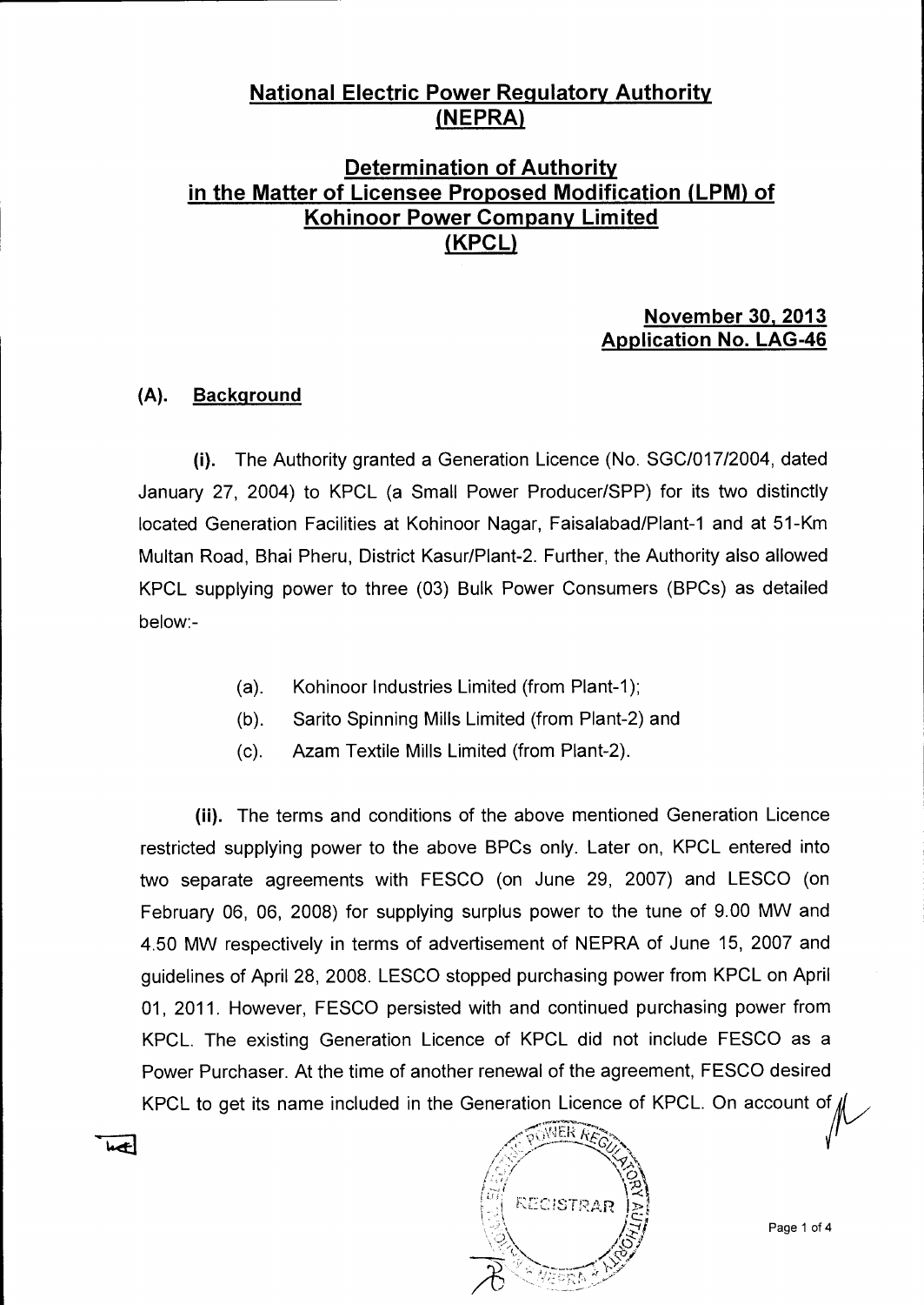# National Electric Power Regulatory Authority (NEPRA)

## Determination of Authority in the Matter of Licensee Proposed Modification (LPM) of Kohinoor Power Company Limited (KPCL)

**November 30, 2013**
**Application No. LAG-46**

### (A). Background

**(i).** The Authority granted a Generation Licence (No. SGC/017/2004, dated January 27, 2004) to KPCL (a Small Power Producer/SPP) for its two distinctly located Generation Facilities at Kohinoor Nagar, Faisalabad/Plant-1 and at 51-Km Multan Road, Bhai Pheru, District Kasur/Plant-2. Further, the Authority also allowed KPCL supplying power to three (03) Bulk Power Consumers (BPCs) as detailed below:-

(a). Kohinoor Industries Limited (from Plant-1);

(b). Sarito Spinning Mills Limited (from Plant-2) and

(c). Azam Textile Mills Limited (from Plant-2).

**(ii).** The terms and conditions of the above mentioned Generation Licence restricted supplying power to the above BPCs only. Later on, KPCL entered into two separate agreements with FESCO (on June 29, 2007) and LESCO (on February 06, 06, 2008) for supplying surplus power to the tune of 9.00 MW and 4.50 MW respectively in terms of advertisement of NEPRA of June 15, 2007 and guidelines of April 28, 2008. LESCO stopped purchasing power from KPCL on April 01, 2011. However, FESCO persisted with and continued purchasing power from KPCL. The existing Generation Licence of KPCL did not include FESCO as a Power Purchaser. At the time of another renewal of the agreement, FESCO desired KPCL to get its name included in the Generation Licence of KPCL. On account of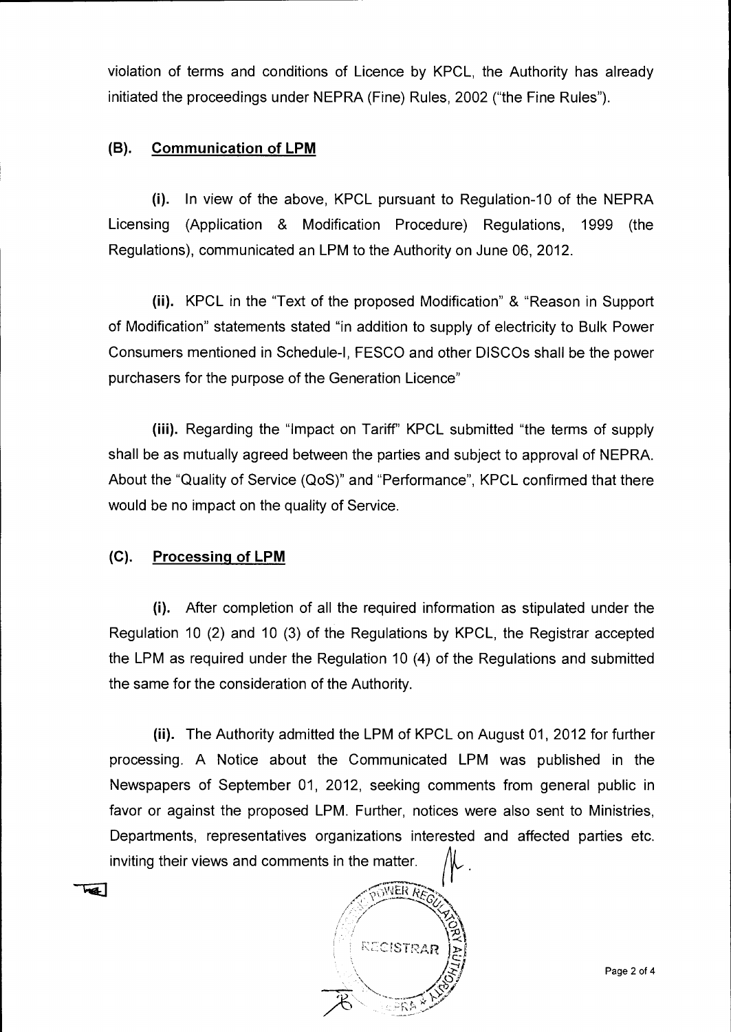violation of terms and conditions of Licence by KPCL, the Authority has already initiated the proceedings under NEPRA (Fine) Rules, 2002 ("the Fine Rules").

## (B). Communication of LPM

**(i).** In view of the above, KPCL pursuant to Regulation-10 of the NEPRA Licensing (Application & Modification Procedure) Regulations, 1999 (the Regulations), communicated an LPM to the Authority on June 06, 2012.

**(ii).** KPCL in the "Text of the proposed Modification" & "Reason in Support of Modification" statements stated "in addition to supply of electricity to Bulk Power Consumers mentioned in Schedule-I, FESCO and other DISCOs shall be the power purchasers for the purpose of the Generation Licence"

**(iii).** Regarding the "Impact on Tariff" KPCL submitted "the terms of supply shall be as mutually agreed between the parties and subject to approval of NEPRA. About the "Quality of Service (QoS)" and "Performance", KPCL confirmed that there would be no impact on the quality of Service.

## (C). Processing of LPM

**(i).** After completion of all the required information as stipulated under the Regulation 10 (2) and 10 (3) of the Regulations by KPCL, the Registrar accepted the LPM as required under the Regulation 10 (4) of the Regulations and submitted the same for the consideration of the Authority.

**(ii).** The Authority admitted the LPM of KPCL on August 01, 2012 for further processing. A Notice about the Communicated LPM was published in the Newspapers of September 01, 2012, seeking comments from general public in favor or against the proposed LPM. Further, notices were also sent to Ministries, Departments, representatives organizations interested and affected parties etc. inviting their views and comments in the matter.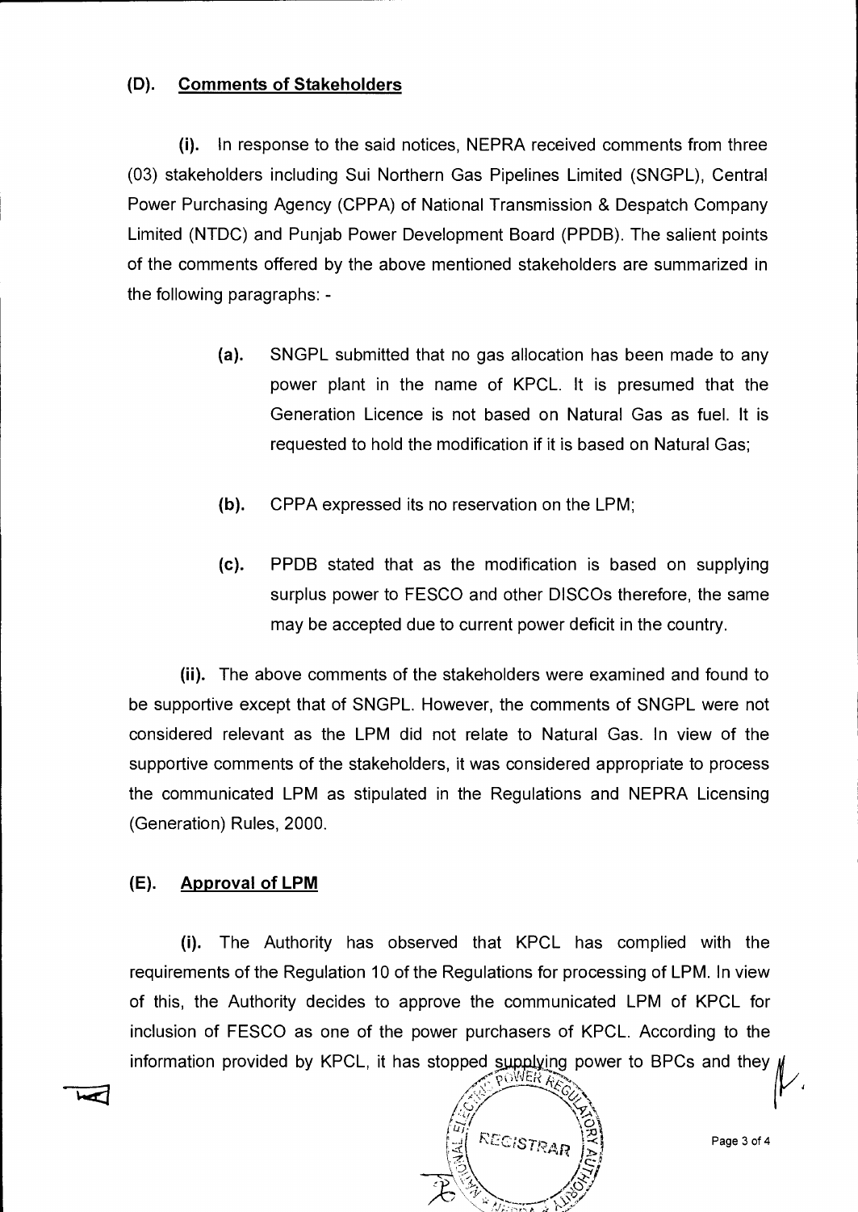### (D). Comments of Stakeholders

**(i).** In response to the said notices, NEPRA received comments from three (03) stakeholders including Sui Northern Gas Pipelines Limited (SNGPL), Central Power Purchasing Agency (CPPA) of National Transmission & Despatch Company Limited (NTDC) and Punjab Power Development Board (PPDB). The salient points of the comments offered by the above mentioned stakeholders are summarized in the following paragraphs: -

> **(a).** SNGPL submitted that no gas allocation has been made to any power plant in the name of KPCL. It is presumed that the Generation Licence is not based on Natural Gas as fuel. It is requested to hold the modification if it is based on Natural Gas;
>
> **(b).** CPPA expressed its no reservation on the LPM;
>
> **(c).** PPDB stated that as the modification is based on supplying surplus power to FESCO and other DISCOs therefore, the same may be accepted due to current power deficit in the country.

**(ii).** The above comments of the stakeholders were examined and found to be supportive except that of SNGPL. However, the comments of SNGPL were not considered relevant as the LPM did not relate to Natural Gas. In view of the supportive comments of the stakeholders, it was considered appropriate to process the communicated LPM as stipulated in the Regulations and NEPRA Licensing (Generation) Rules, 2000.

### (E). Approval of LPM

**(i).** The Authority has observed that KPCL has complied with the requirements of the Regulation 10 of the Regulations for processing of LPM. In view of this, the Authority decides to approve the communicated LPM of KPCL for inclusion of FESCO as one of the power purchasers of KPCL. According to the information provided by KPCL, it has stopped supplying power to BPCs and they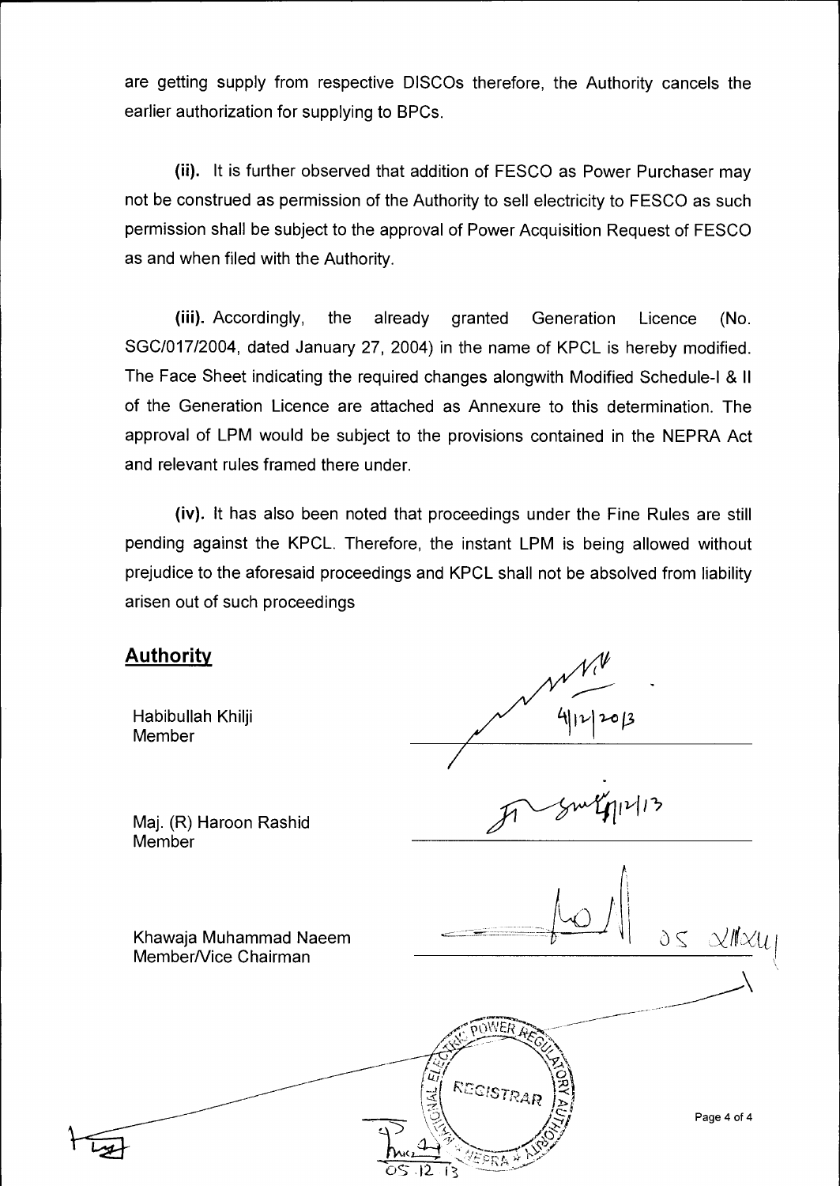are getting supply from respective DISCOs therefore, the Authority cancels the earlier authorization for supplying to BPCs.

**(ii).** It is further observed that addition of FESCO as Power Purchaser may not be construed as permission of the Authority to sell electricity to FESCO as such permission shall be subject to the approval of Power Acquisition Request of FESCO as and when filed with the Authority.

**(iii).** Accordingly, the already granted Generation Licence (No. SGC/017/2004, dated January 27, 2004) in the name of KPCL is hereby modified. The Face Sheet indicating the required changes alongwith Modified Schedule-I & II of the Generation Licence are attached as Annexure to this determination. The approval of LPM would be subject to the provisions contained in the NEPRA Act and relevant rules framed there under.

**(iv).** It has also been noted that proceedings under the Fine Rules are still pending against the KPCL. Therefore, the instant LPM is being allowed without prejudice to the aforesaid proceedings and KPCL shall not be absolved from liability arisen out of such proceedings

## Authority

Habibullah Khilji
Member

4/12/2013

Maj. (R) Haroon Rashid
Member

4/12/13

Khawaja Muhammad Naeem
Member/Vice Chairman

05.12.13